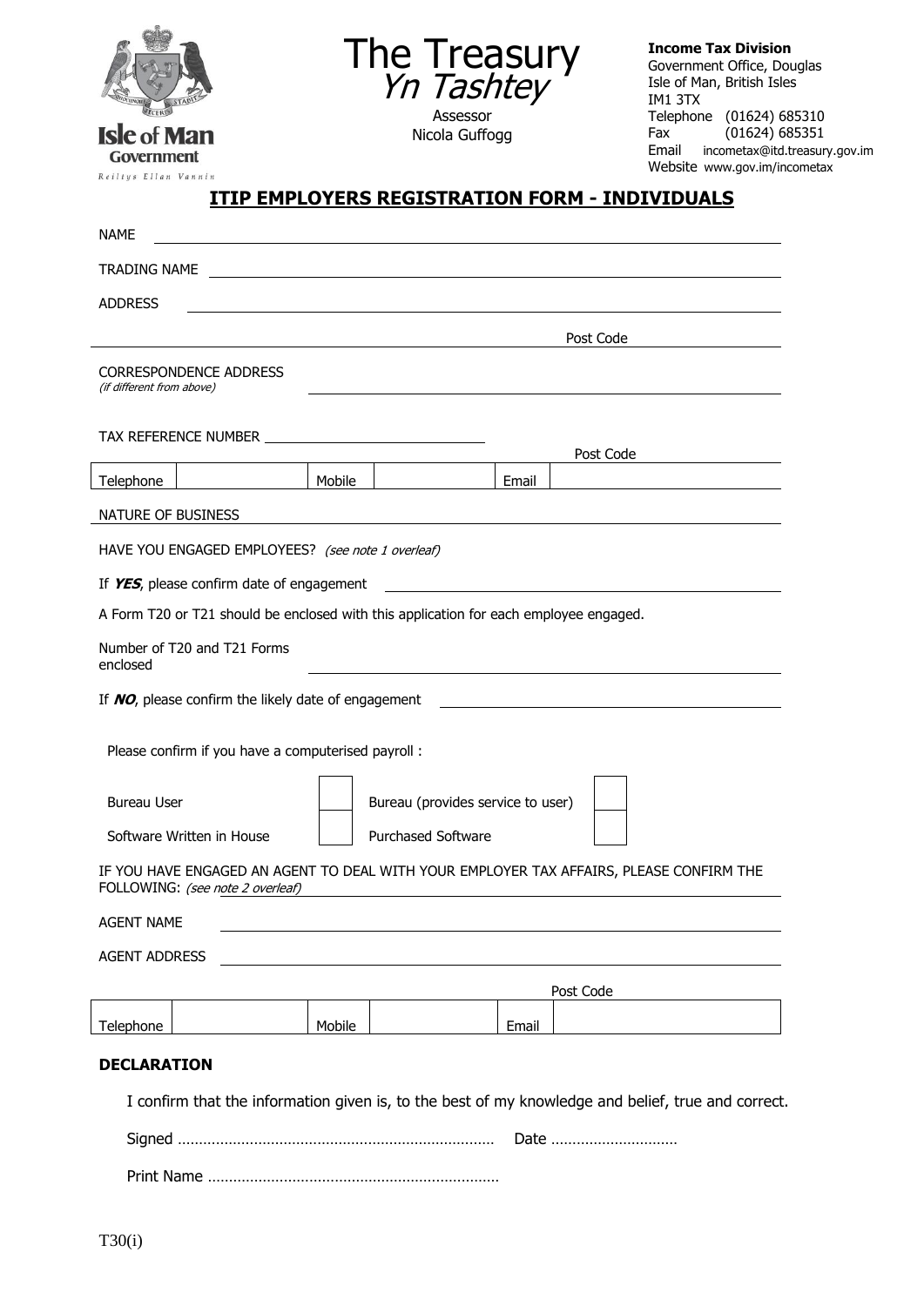Isle of Man Government
Reiltys Ellan Vannin

# The Treasury
*Yn Tashtey*

Assessor
Nicola Guffogg

**Income Tax Division**
Government Office, Douglas
Isle of Man, British Isles
IM1 3TX
Telephone (01624) 685310
Fax (01624) 685351
Email incometax@itd.treasury.gov.im
Website www.gov.im/incometax

## ITIP EMPLOYERS REGISTRATION FORM - INDIVIDUALS

NAME

TRADING NAME

ADDRESS

Post Code

CORRESPONDENCE ADDRESS
*(if different from above)*

TAX REFERENCE NUMBER

Post Code

| Telephone | | Mobile | | Email | |
|---|---|---|---|---|---|

NATURE OF BUSINESS

HAVE YOU ENGAGED EMPLOYEES? *(see note 1 overleaf)*

If ***YES***, please confirm date of engagement

A Form T20 or T21 should be enclosed with this application for each employee engaged.

Number of T20 and T21 Forms enclosed

If ***NO***, please confirm the likely date of engagement

Please confirm if you have a computerised payroll :

| | | | |
|---|---|---|---|
| Bureau User | ☐ | Bureau (provides service to user) | ☐ |
| Software Written in House | ☐ | Purchased Software | ☐ |

IF YOU HAVE ENGAGED AN AGENT TO DEAL WITH YOUR EMPLOYER TAX AFFAIRS, PLEASE CONFIRM THE FOLLOWING: *(see note 2 overleaf)*

AGENT NAME

AGENT ADDRESS

Post Code

| Telephone | | Mobile | | Email | |
|---|---|---|---|---|---|

**DECLARATION**

I confirm that the information given is, to the best of my knowledge and belief, true and correct.

Signed …………………………………………………………………… Date …………………………

Print Name ……………………………………………………………

T30(i)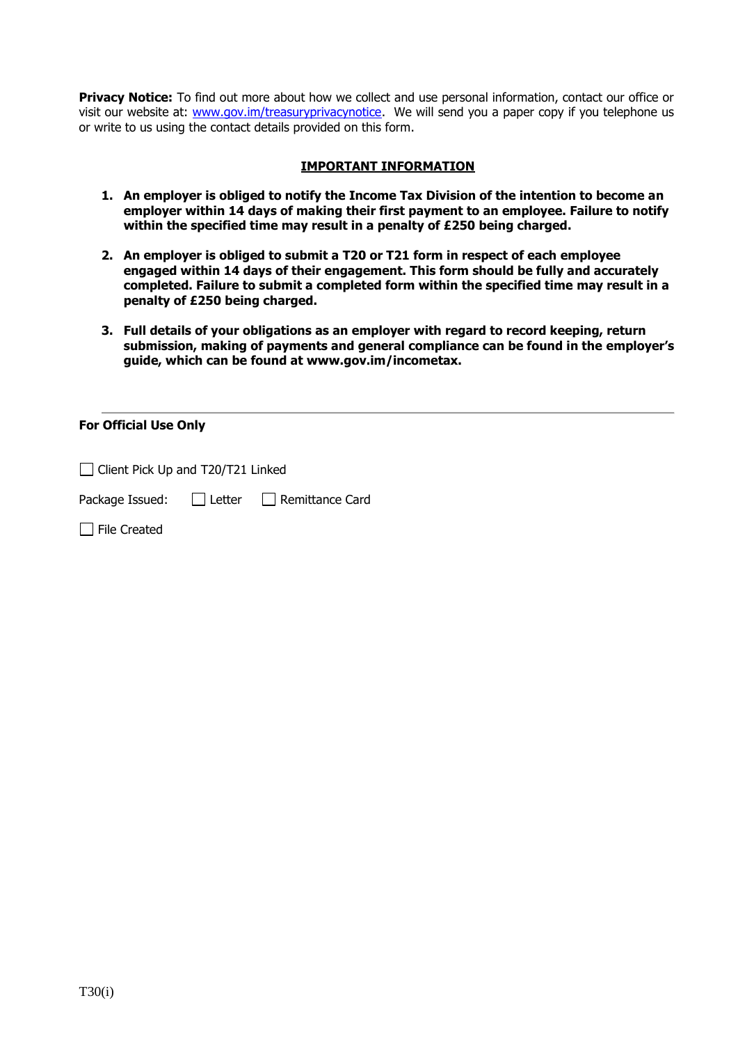**Privacy Notice:** To find out more about how we collect and use personal information, contact our office or visit our website at: [www.gov.im/treasuryprivacynotice](www.gov.im/treasuryprivacynotice). We will send you a paper copy if you telephone us or write to us using the contact details provided on this form.

## IMPORTANT INFORMATION

1. **An employer is obliged to notify the Income Tax Division of the intention to become an employer within 14 days of making their first payment to an employee. Failure to notify within the specified time may result in a penalty of £250 being charged.**

2. **An employer is obliged to submit a T20 or T21 form in respect of each employee engaged within 14 days of their engagement. This form should be fully and accurately completed. Failure to submit a completed form within the specified time may result in a penalty of £250 being charged.**

3. **Full details of your obligations as an employer with regard to record keeping, return submission, making of payments and general compliance can be found in the employer's guide, which can be found at www.gov.im/incometax.**

---

**For Official Use Only**

☐ Client Pick Up and T20/T21 Linked

Package Issued: ☐ Letter ☐ Remittance Card

☐ File Created

T30(i)